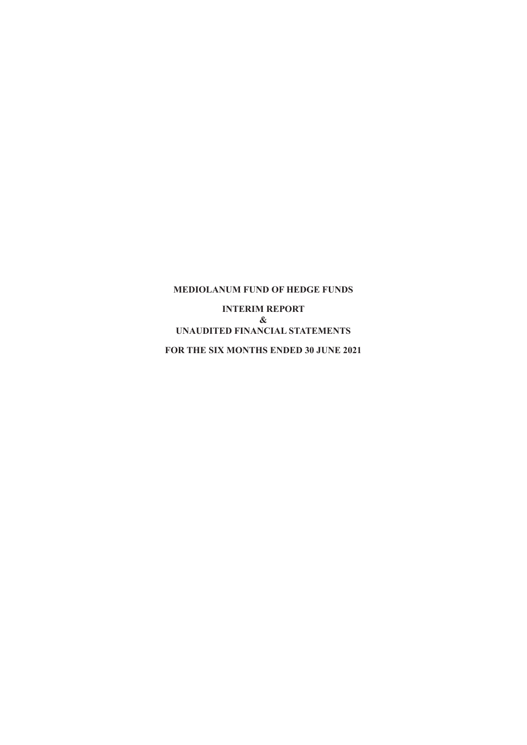# MEDIOLANUM FUND OF HEDGE FUNDS

## INTERIM REPORT
## &
## UNAUDITED FINANCIAL STATEMENTS

## FOR THE SIX MONTHS ENDED 30 JUNE 2021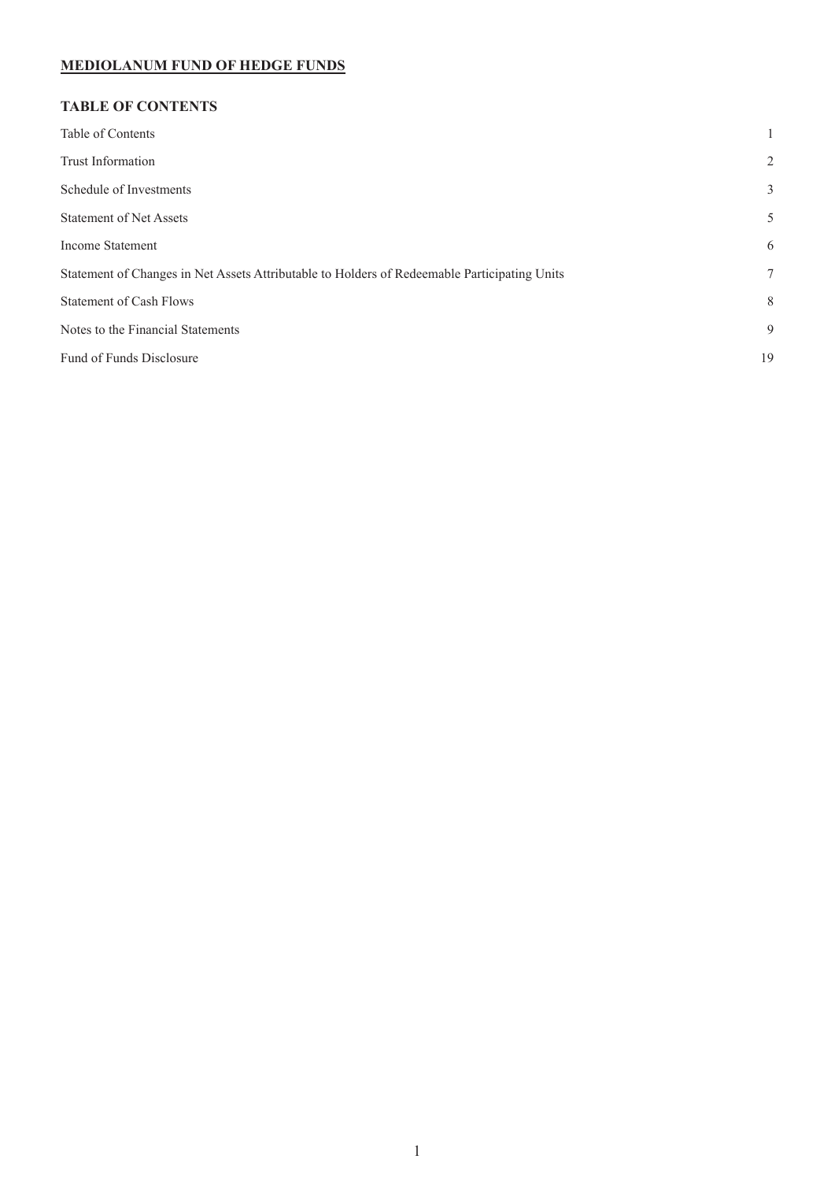**MEDIOLANUM FUND OF HEDGE FUNDS**

## TABLE OF CONTENTS

| | |
|---|---|
| Table of Contents | 1 |
| Trust Information | 2 |
| Schedule of Investments | 3 |
| Statement of Net Assets | 5 |
| Income Statement | 6 |
| Statement of Changes in Net Assets Attributable to Holders of Redeemable Participating Units | 7 |
| Statement of Cash Flows | 8 |
| Notes to the Financial Statements | 9 |
| Fund of Funds Disclosure | 19 |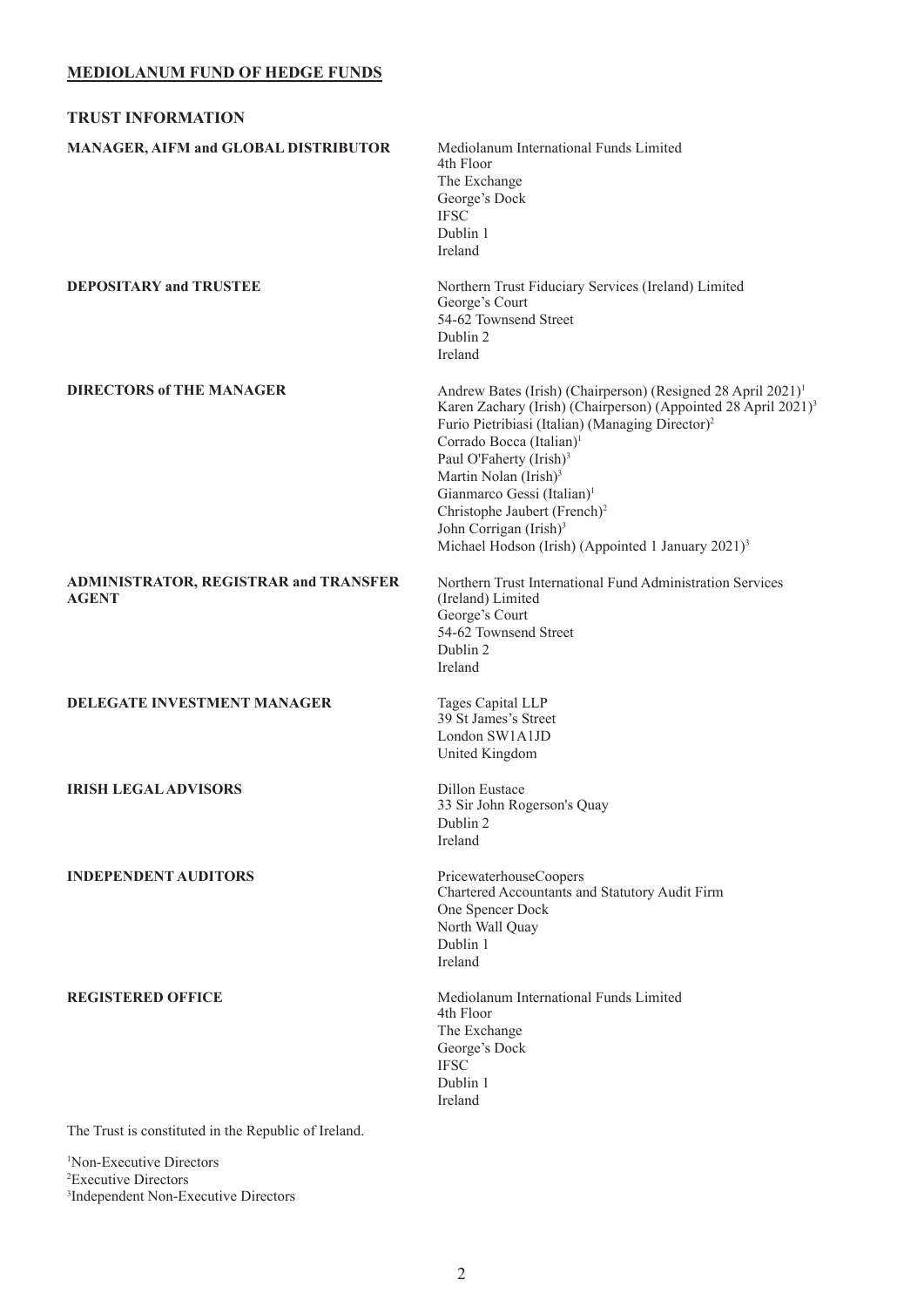# MEDIOLANUM FUND OF HEDGE FUNDS

## TRUST INFORMATION

**MANAGER, AIFM and GLOBAL DISTRIBUTOR**

Mediolanum International Funds Limited
4th Floor
The Exchange
George's Dock
IFSC
Dublin 1
Ireland

**DEPOSITARY and TRUSTEE**

Northern Trust Fiduciary Services (Ireland) Limited
George's Court
54-62 Townsend Street
Dublin 2
Ireland

**DIRECTORS of THE MANAGER**

Andrew Bates (Irish) (Chairperson) (Resigned 28 April 2021)[1]
Karen Zachary (Irish) (Chairperson) (Appointed 28 April 2021)[3]
Furio Pietribiasi (Italian) (Managing Director)[2]
Corrado Bocca (Italian)[1]
Paul O'Faherty (Irish)[3]
Martin Nolan (Irish)[3]
Gianmarco Gessi (Italian)[1]
Christophe Jaubert (French)[2]
John Corrigan (Irish)[3]
Michael Hodson (Irish) (Appointed 1 January 2021)[3]

**ADMINISTRATOR, REGISTRAR and TRANSFER AGENT**

Northern Trust International Fund Administration Services (Ireland) Limited
George's Court
54-62 Townsend Street
Dublin 2
Ireland

**DELEGATE INVESTMENT MANAGER**

Tages Capital LLP
39 St James's Street
London SW1A1JD
United Kingdom

**IRISH LEGAL ADVISORS**

Dillon Eustace
33 Sir John Rogerson's Quay
Dublin 2
Ireland

**INDEPENDENT AUDITORS**

PricewaterhouseCoopers
Chartered Accountants and Statutory Audit Firm
One Spencer Dock
North Wall Quay
Dublin 1
Ireland

**REGISTERED OFFICE**

Mediolanum International Funds Limited
4th Floor
The Exchange
George's Dock
IFSC
Dublin 1
Ireland

The Trust is constituted in the Republic of Ireland.

[1]Non-Executive Directors
[2]Executive Directors
[3]Independent Non-Executive Directors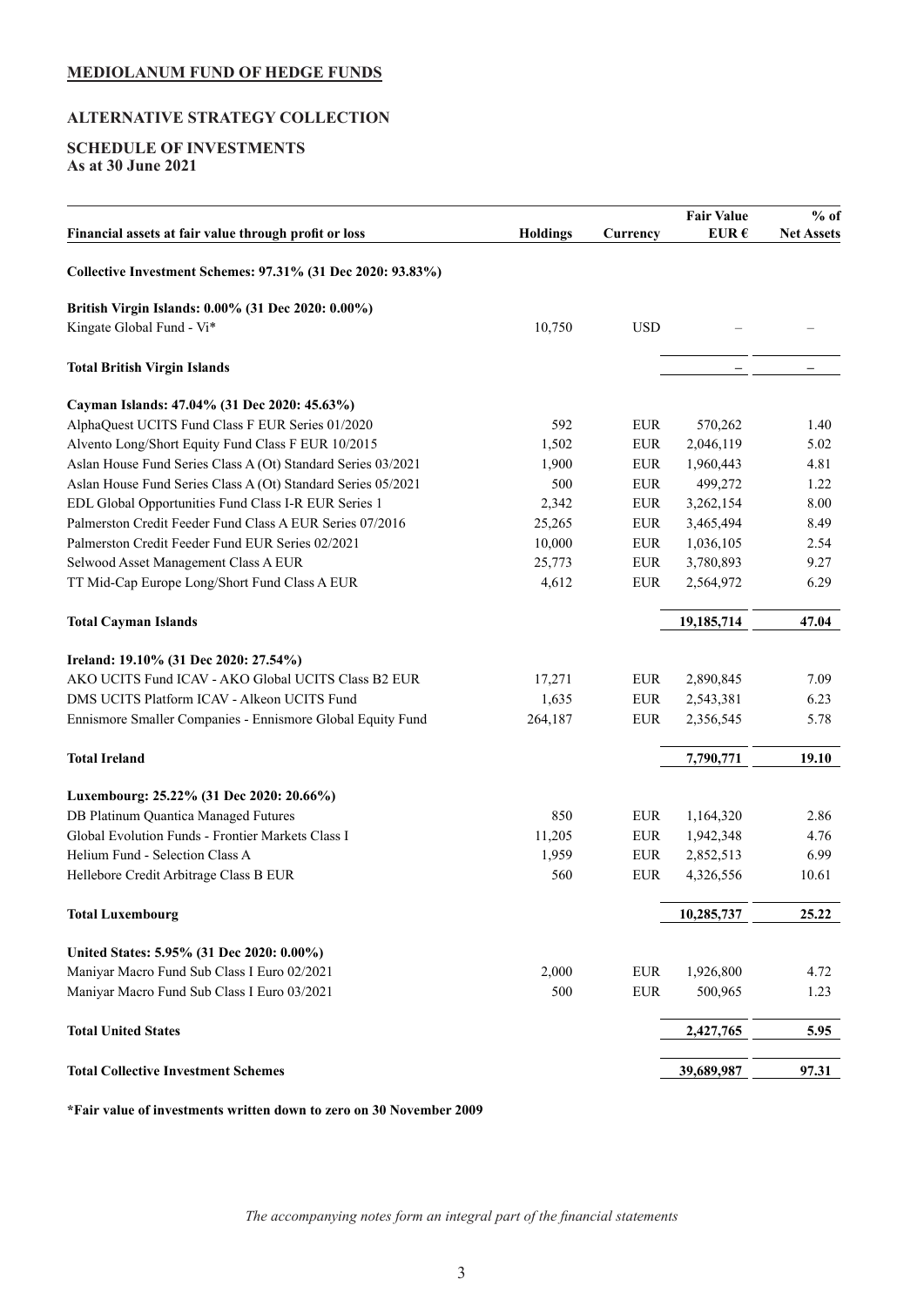# MEDIOLANUM FUND OF HEDGE FUNDS

## ALTERNATIVE STRATEGY COLLECTION

## SCHEDULE OF INVESTMENTS
**As at 30 June 2021**

| Financial assets at fair value through profit or loss | Holdings | Currency | Fair Value EUR € | % of Net Assets |
|---|---|---|---|---|
| **Collective Investment Schemes: 97.31% (31 Dec 2020: 93.83%)** | | | | |
| **British Virgin Islands: 0.00% (31 Dec 2020: 0.00%)** | | | | |
| Kingate Global Fund - Vi* | 10,750 | USD | – | – |
| **Total British Virgin Islands** | | | **–** | **–** |
| **Cayman Islands: 47.04% (31 Dec 2020: 45.63%)** | | | | |
| AlphaQuest UCITS Fund Class F EUR Series 01/2020 | 592 | EUR | 570,262 | 1.40 |
| Alvento Long/Short Equity Fund Class F EUR 10/2015 | 1,502 | EUR | 2,046,119 | 5.02 |
| Aslan House Fund Series Class A (Ot) Standard Series 03/2021 | 1,900 | EUR | 1,960,443 | 4.81 |
| Aslan House Fund Series Class A (Ot) Standard Series 05/2021 | 500 | EUR | 499,272 | 1.22 |
| EDL Global Opportunities Fund Class I-R EUR Series 1 | 2,342 | EUR | 3,262,154 | 8.00 |
| Palmerston Credit Feeder Fund Class A EUR Series 07/2016 | 25,265 | EUR | 3,465,494 | 8.49 |
| Palmerston Credit Feeder Fund EUR Series 02/2021 | 10,000 | EUR | 1,036,105 | 2.54 |
| Selwood Asset Management Class A EUR | 25,773 | EUR | 3,780,893 | 9.27 |
| TT Mid-Cap Europe Long/Short Fund Class A EUR | 4,612 | EUR | 2,564,972 | 6.29 |
| **Total Cayman Islands** | | | **19,185,714** | **47.04** |
| **Ireland: 19.10% (31 Dec 2020: 27.54%)** | | | | |
| AKO UCITS Fund ICAV - AKO Global UCITS Class B2 EUR | 17,271 | EUR | 2,890,845 | 7.09 |
| DMS UCITS Platform ICAV - Alkeon UCITS Fund | 1,635 | EUR | 2,543,381 | 6.23 |
| Ennismore Smaller Companies - Ennismore Global Equity Fund | 264,187 | EUR | 2,356,545 | 5.78 |
| **Total Ireland** | | | **7,790,771** | **19.10** |
| **Luxembourg: 25.22% (31 Dec 2020: 20.66%)** | | | | |
| DB Platinum Quantica Managed Futures | 850 | EUR | 1,164,320 | 2.86 |
| Global Evolution Funds - Frontier Markets Class I | 11,205 | EUR | 1,942,348 | 4.76 |
| Helium Fund - Selection Class A | 1,959 | EUR | 2,852,513 | 6.99 |
| Hellebore Credit Arbitrage Class B EUR | 560 | EUR | 4,326,556 | 10.61 |
| **Total Luxembourg** | | | **10,285,737** | **25.22** |
| **United States: 5.95% (31 Dec 2020: 0.00%)** | | | | |
| Maniyar Macro Fund Sub Class I Euro 02/2021 | 2,000 | EUR | 1,926,800 | 4.72 |
| Maniyar Macro Fund Sub Class I Euro 03/2021 | 500 | EUR | 500,965 | 1.23 |
| **Total United States** | | | **2,427,765** | **5.95** |
| **Total Collective Investment Schemes** | | | **39,689,987** | **97.31** |

**\*Fair value of investments written down to zero on 30 November 2009**

*The accompanying notes form an integral part of the financial statements*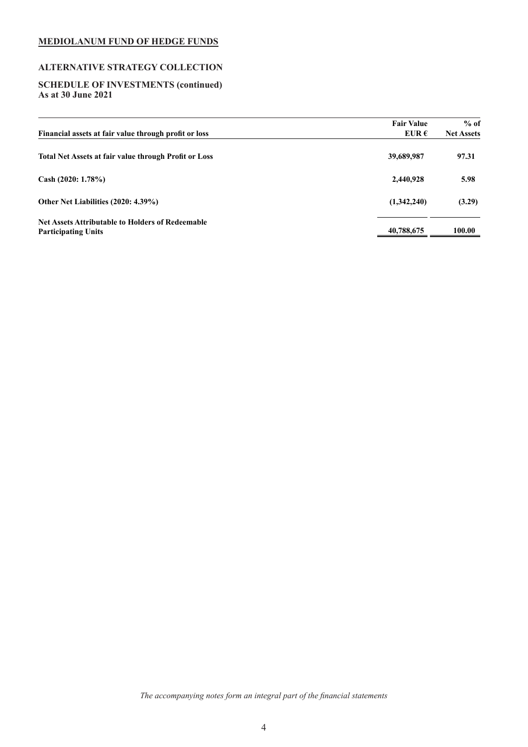**MEDIOLANUM FUND OF HEDGE FUNDS**

**ALTERNATIVE STRATEGY COLLECTION**

**SCHEDULE OF INVESTMENTS (continued)**
**As at 30 June 2021**

| Financial assets at fair value through profit or loss | Fair Value EUR € | % of Net Assets |
|---|---|---|
| **Total Net Assets at fair value through Profit or Loss** | **39,689,987** | **97.31** |
| **Cash (2020: 1.78%)** | **2,440,928** | **5.98** |
| **Other Net Liabilities (2020: 4.39%)** | **(1,342,240)** | **(3.29)** |
| **Net Assets Attributable to Holders of Redeemable Participating Units** | **40,788,675** | **100.00** |

*The accompanying notes form an integral part of the financial statements*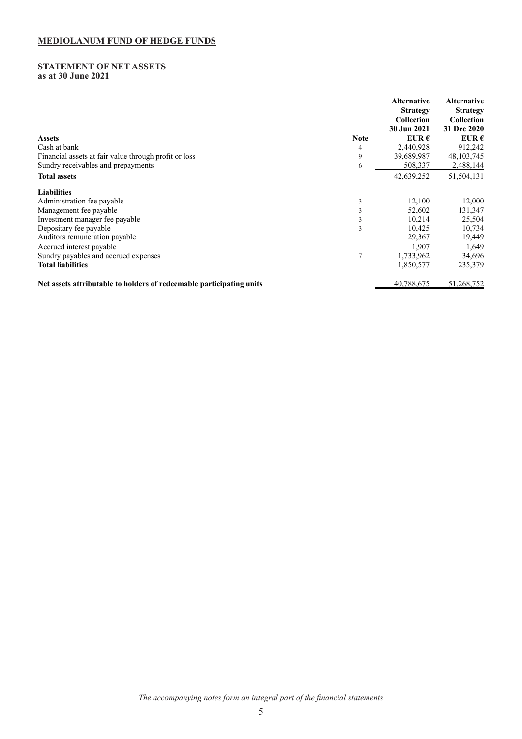**MEDIOLANUM FUND OF HEDGE FUNDS**

**STATEMENT OF NET ASSETS**
**as at 30 June 2021**

| | Note | Alternative Strategy Collection 30 Jun 2021 EUR € | Alternative Strategy Collection 31 Dec 2020 EUR € |
|---|---|---|---|
| **Assets** | | | |
| Cash at bank | 4 | 2,440,928 | 912,242 |
| Financial assets at fair value through profit or loss | 9 | 39,689,987 | 48,103,745 |
| Sundry receivables and prepayments | 6 | 508,337 | 2,488,144 |
| **Total assets** | | 42,639,252 | 51,504,131 |
| **Liabilities** | | | |
| Administration fee payable | 3 | 12,100 | 12,000 |
| Management fee payable | 3 | 52,602 | 131,347 |
| Investment manager fee payable | 3 | 10,214 | 25,504 |
| Depositary fee payable | 3 | 10,425 | 10,734 |
| Auditors remuneration payable | | 29,367 | 19,449 |
| Accrued interest payable | | 1,907 | 1,649 |
| Sundry payables and accrued expenses | 7 | 1,733,962 | 34,696 |
| **Total liabilities** | | 1,850,577 | 235,379 |
| **Net assets attributable to holders of redeemable participating units** | | 40,788,675 | 51,268,752 |

*The accompanying notes form an integral part of the financial statements*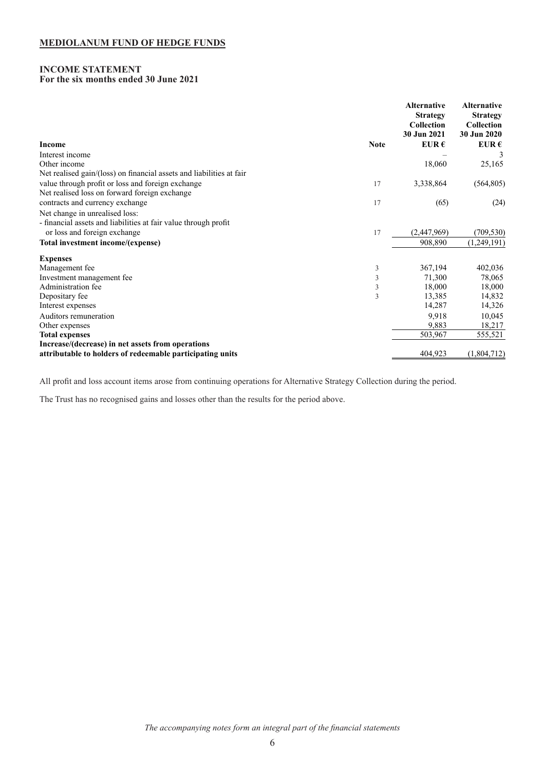**MEDIOLANUM FUND OF HEDGE FUNDS**

## INCOME STATEMENT
**For the six months ended 30 June 2021**

| **Income** | **Note** | **Alternative Strategy Collection 30 Jun 2021 EUR €** | **Alternative Strategy Collection 30 Jun 2020 EUR €** |
|---|---|---|---|
| Interest income | | – | 3 |
| Other income | | 18,060 | 25,165 |
| Net realised gain/(loss) on financial assets and liabilities at fair value through profit or loss and foreign exchange | 17 | 3,338,864 | (564,805) |
| Net realised loss on forward foreign exchange contracts and currency exchange | 17 | (65) | (24) |
| Net change in unrealised loss: | | | |
| - financial assets and liabilities at fair value through profit or loss and foreign exchange | 17 | (2,447,969) | (709,530) |
| **Total investment income/(expense)** | | 908,890 | (1,249,191) |
| **Expenses** | | | |
| Management fee | 3 | 367,194 | 402,036 |
| Investment management fee | 3 | 71,300 | 78,065 |
| Administration fee | 3 | 18,000 | 18,000 |
| Depositary fee | 3 | 13,385 | 14,832 |
| Interest expenses | | 14,287 | 14,326 |
| Auditors remuneration | | 9,918 | 10,045 |
| Other expenses | | 9,883 | 18,217 |
| **Total expenses** | | 503,967 | 555,521 |
| **Increase/(decrease) in net assets from operations attributable to holders of redeemable participating units** | | 404,923 | (1,804,712) |

All profit and loss account items arose from continuing operations for Alternative Strategy Collection during the period.

The Trust has no recognised gains and losses other than the results for the period above.

*The accompanying notes form an integral part of the financial statements*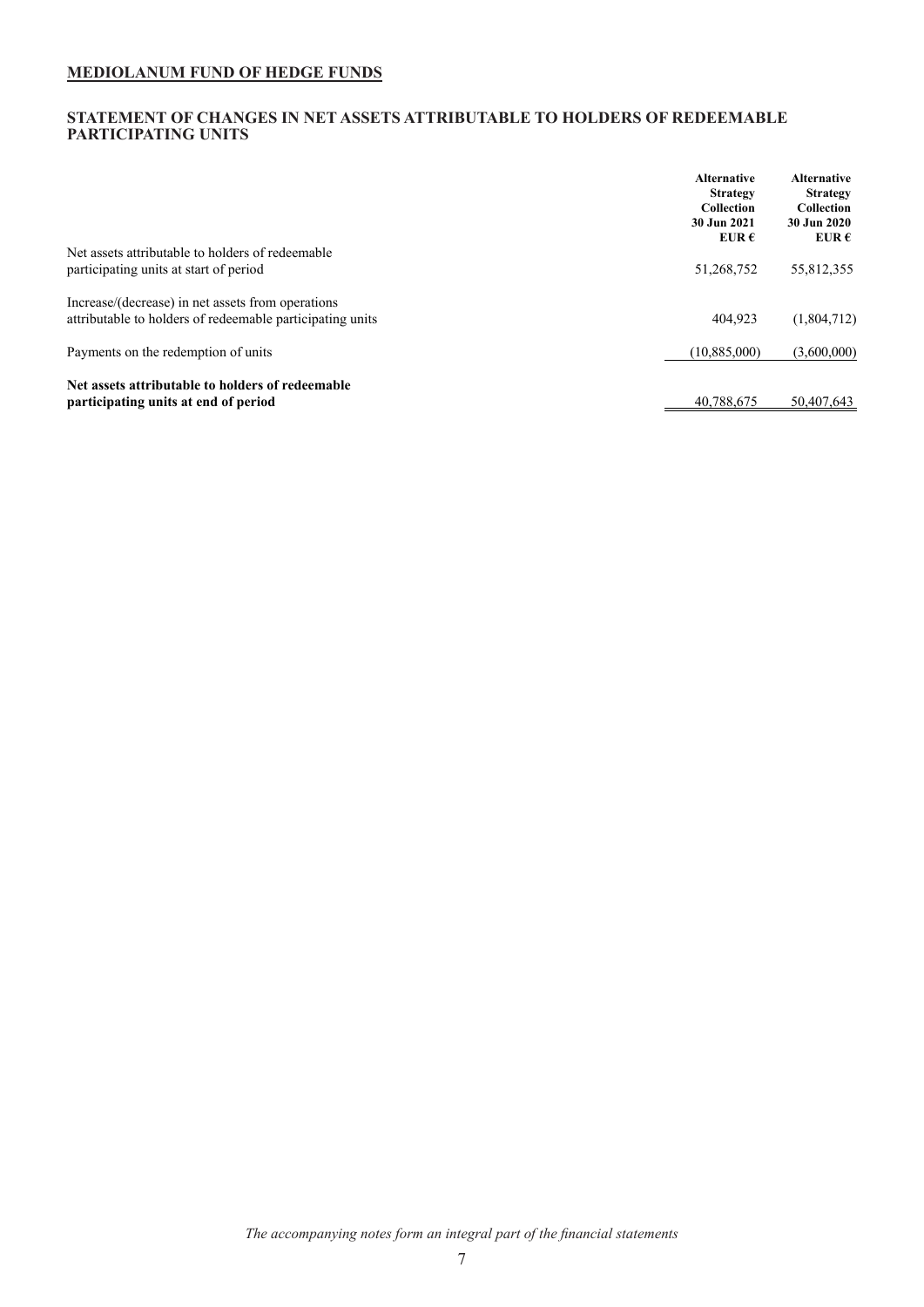# MEDIOLANUM FUND OF HEDGE FUNDS

## STATEMENT OF CHANGES IN NET ASSETS ATTRIBUTABLE TO HOLDERS OF REDEEMABLE PARTICIPATING UNITS

| | Alternative Strategy Collection 30 Jun 2021 EUR € | Alternative Strategy Collection 30 Jun 2020 EUR € |
|---|---|---|
| Net assets attributable to holders of redeemable participating units at start of period | 51,268,752 | 55,812,355 |
| Increase/(decrease) in net assets from operations attributable to holders of redeemable participating units | 404,923 | (1,804,712) |
| Payments on the redemption of units | (10,885,000) | (3,600,000) |
| **Net assets attributable to holders of redeemable participating units at end of period** | 40,788,675 | 50,407,643 |

*The accompanying notes form an integral part of the financial statements*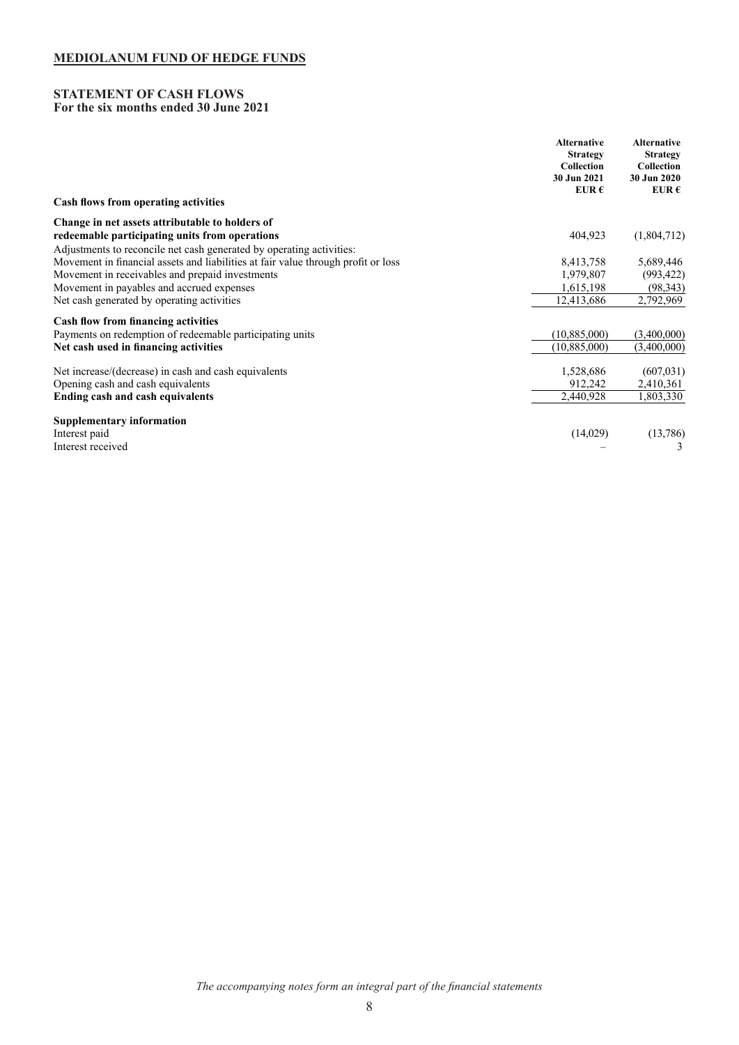# MEDIOLANUM FUND OF HEDGE FUNDS

## STATEMENT OF CASH FLOWS
**For the six months ended 30 June 2021**

| | Alternative Strategy Collection 30 Jun 2021 EUR € | Alternative Strategy Collection 30 Jun 2020 EUR € |
|---|---|---|
| **Cash flows from operating activities** | | |
| **Change in net assets attributable to holders of redeemable participating units from operations** | 404,923 | (1,804,712) |
| Adjustments to reconcile net cash generated by operating activities: | | |
| Movement in financial assets and liabilities at fair value through profit or loss | 8,413,758 | 5,689,446 |
| Movement in receivables and prepaid investments | 1,979,807 | (993,422) |
| Movement in payables and accrued expenses | 1,615,198 | (98,343) |
| Net cash generated by operating activities | 12,413,686 | 2,792,969 |
| **Cash flow from financing activities** | | |
| Payments on redemption of redeemable participating units | (10,885,000) | (3,400,000) |
| **Net cash used in financing activities** | (10,885,000) | (3,400,000) |
| Net increase/(decrease) in cash and cash equivalents | 1,528,686 | (607,031) |
| Opening cash and cash equivalents | 912,242 | 2,410,361 |
| **Ending cash and cash equivalents** | 2,440,928 | 1,803,330 |
| **Supplementary information** | | |
| Interest paid | (14,029) | (13,786) |
| Interest received | – | 3 |

*The accompanying notes form an integral part of the financial statements*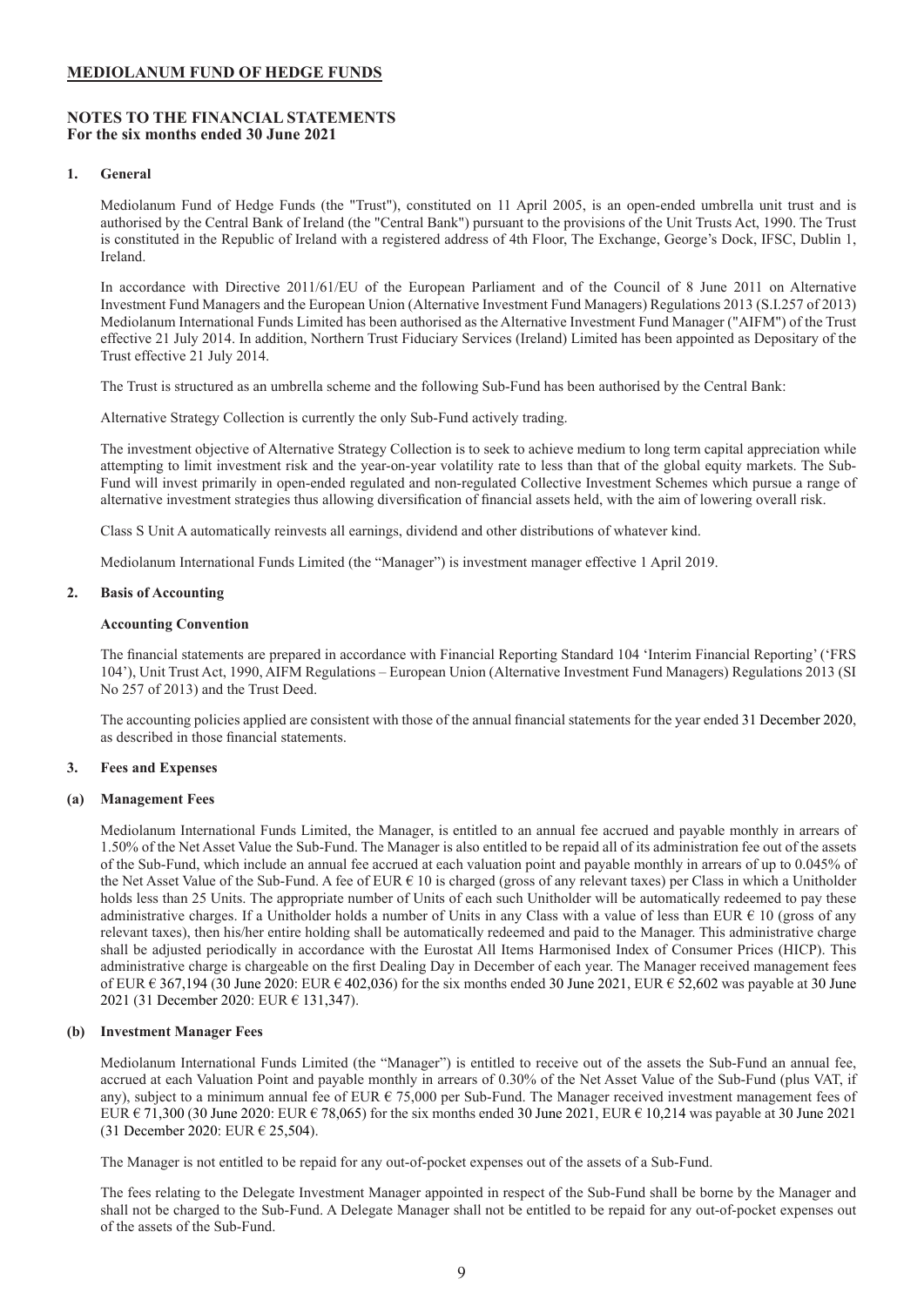## MEDIOLANUM FUND OF HEDGE FUNDS

### NOTES TO THE FINANCIAL STATEMENTS
**For the six months ended 30 June 2021**

**1. General**

Mediolanum Fund of Hedge Funds (the "Trust"), constituted on 11 April 2005, is an open-ended umbrella unit trust and is authorised by the Central Bank of Ireland (the "Central Bank") pursuant to the provisions of the Unit Trusts Act, 1990. The Trust is constituted in the Republic of Ireland with a registered address of 4th Floor, The Exchange, George's Dock, IFSC, Dublin 1, Ireland.

In accordance with Directive 2011/61/EU of the European Parliament and of the Council of 8 June 2011 on Alternative Investment Fund Managers and the European Union (Alternative Investment Fund Managers) Regulations 2013 (S.I.257 of 2013) Mediolanum International Funds Limited has been authorised as the Alternative Investment Fund Manager ("AIFM") of the Trust effective 21 July 2014. In addition, Northern Trust Fiduciary Services (Ireland) Limited has been appointed as Depositary of the Trust effective 21 July 2014.

The Trust is structured as an umbrella scheme and the following Sub-Fund has been authorised by the Central Bank:

Alternative Strategy Collection is currently the only Sub-Fund actively trading.

The investment objective of Alternative Strategy Collection is to seek to achieve medium to long term capital appreciation while attempting to limit investment risk and the year-on-year volatility rate to less than that of the global equity markets. The Sub-Fund will invest primarily in open-ended regulated and non-regulated Collective Investment Schemes which pursue a range of alternative investment strategies thus allowing diversification of financial assets held, with the aim of lowering overall risk.

Class S Unit A automatically reinvests all earnings, dividend and other distributions of whatever kind.

Mediolanum International Funds Limited (the "Manager") is investment manager effective 1 April 2019.

**2. Basis of Accounting**

**Accounting Convention**

The financial statements are prepared in accordance with Financial Reporting Standard 104 'Interim Financial Reporting' ('FRS 104'), Unit Trust Act, 1990, AIFM Regulations – European Union (Alternative Investment Fund Managers) Regulations 2013 (SI No 257 of 2013) and the Trust Deed.

The accounting policies applied are consistent with those of the annual financial statements for the year ended 31 December 2020, as described in those financial statements.

**3. Fees and Expenses**

**(a) Management Fees**

Mediolanum International Funds Limited, the Manager, is entitled to an annual fee accrued and payable monthly in arrears of 1.50% of the Net Asset Value the Sub-Fund. The Manager is also entitled to be repaid all of its administration fee out of the assets of the Sub-Fund, which include an annual fee accrued at each valuation point and payable monthly in arrears of up to 0.045% of the Net Asset Value of the Sub-Fund. A fee of EUR € 10 is charged (gross of any relevant taxes) per Class in which a Unitholder holds less than 25 Units. The appropriate number of Units of each such Unitholder will be automatically redeemed to pay these administrative charges. If a Unitholder holds a number of Units in any Class with a value of less than EUR € 10 (gross of any relevant taxes), then his/her entire holding shall be automatically redeemed and paid to the Manager. This administrative charge shall be adjusted periodically in accordance with the Eurostat All Items Harmonised Index of Consumer Prices (HICP). This administrative charge is chargeable on the first Dealing Day in December of each year. The Manager received management fees of EUR € 367,194 (30 June 2020: EUR € 402,036) for the six months ended 30 June 2021, EUR € 52,602 was payable at 30 June 2021 (31 December 2020: EUR € 131,347).

**(b) Investment Manager Fees**

Mediolanum International Funds Limited (the "Manager") is entitled to receive out of the assets the Sub-Fund an annual fee, accrued at each Valuation Point and payable monthly in arrears of 0.30% of the Net Asset Value of the Sub-Fund (plus VAT, if any), subject to a minimum annual fee of EUR € 75,000 per Sub-Fund. The Manager received investment management fees of EUR € 71,300 (30 June 2020: EUR € 78,065) for the six months ended 30 June 2021, EUR € 10,214 was payable at 30 June 2021 (31 December 2020: EUR € 25,504).

The Manager is not entitled to be repaid for any out-of-pocket expenses out of the assets of a Sub-Fund.

The fees relating to the Delegate Investment Manager appointed in respect of the Sub-Fund shall be borne by the Manager and shall not be charged to the Sub-Fund. A Delegate Manager shall not be entitled to be repaid for any out-of-pocket expenses out of the assets of the Sub-Fund.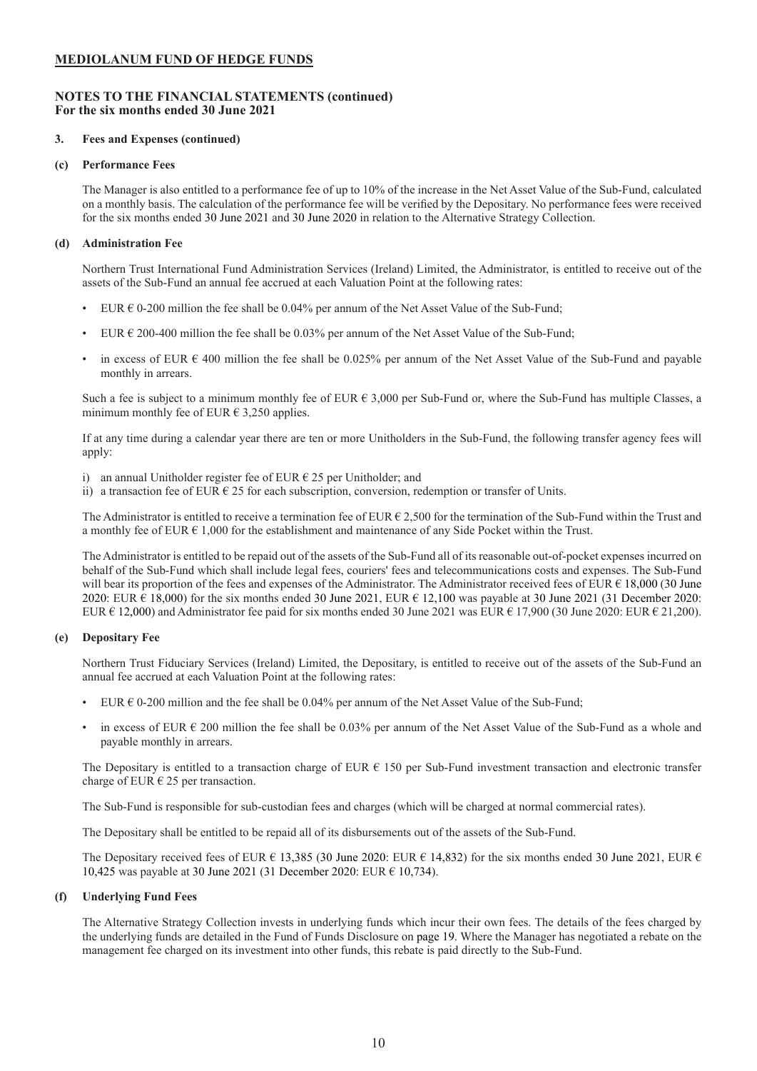**MEDIOLANUM FUND OF HEDGE FUNDS**

**NOTES TO THE FINANCIAL STATEMENTS (continued)**
**For the six months ended 30 June 2021**

**3. Fees and Expenses (continued)**

**(c) Performance Fees**

The Manager is also entitled to a performance fee of up to 10% of the increase in the Net Asset Value of the Sub-Fund, calculated on a monthly basis. The calculation of the performance fee will be verified by the Depositary. No performance fees were received for the six months ended 30 June 2021 and 30 June 2020 in relation to the Alternative Strategy Collection.

**(d) Administration Fee**

Northern Trust International Fund Administration Services (Ireland) Limited, the Administrator, is entitled to receive out of the assets of the Sub-Fund an annual fee accrued at each Valuation Point at the following rates:

- EUR € 0-200 million the fee shall be 0.04% per annum of the Net Asset Value of the Sub-Fund;
- EUR € 200-400 million the fee shall be 0.03% per annum of the Net Asset Value of the Sub-Fund;
- in excess of EUR € 400 million the fee shall be 0.025% per annum of the Net Asset Value of the Sub-Fund and payable monthly in arrears.

Such a fee is subject to a minimum monthly fee of EUR € 3,000 per Sub-Fund or, where the Sub-Fund has multiple Classes, a minimum monthly fee of EUR € 3,250 applies.

If at any time during a calendar year there are ten or more Unitholders in the Sub-Fund, the following transfer agency fees will apply:

i) an annual Unitholder register fee of EUR € 25 per Unitholder; and
ii) a transaction fee of EUR € 25 for each subscription, conversion, redemption or transfer of Units.

The Administrator is entitled to receive a termination fee of EUR € 2,500 for the termination of the Sub-Fund within the Trust and a monthly fee of EUR € 1,000 for the establishment and maintenance of any Side Pocket within the Trust.

The Administrator is entitled to be repaid out of the assets of the Sub-Fund all of its reasonable out-of-pocket expenses incurred on behalf of the Sub-Fund which shall include legal fees, couriers' fees and telecommunications costs and expenses. The Sub-Fund will bear its proportion of the fees and expenses of the Administrator. The Administrator received fees of EUR € 18,000 (30 June 2020: EUR € 18,000) for the six months ended 30 June 2021, EUR € 12,100 was payable at 30 June 2021 (31 December 2020: EUR € 12,000) and Administrator fee paid for six months ended 30 June 2021 was EUR € 17,900 (30 June 2020: EUR € 21,200).

**(e) Depositary Fee**

Northern Trust Fiduciary Services (Ireland) Limited, the Depositary, is entitled to receive out of the assets of the Sub-Fund an annual fee accrued at each Valuation Point at the following rates:

- EUR € 0-200 million and the fee shall be 0.04% per annum of the Net Asset Value of the Sub-Fund;
- in excess of EUR € 200 million the fee shall be 0.03% per annum of the Net Asset Value of the Sub-Fund as a whole and payable monthly in arrears.

The Depositary is entitled to a transaction charge of EUR € 150 per Sub-Fund investment transaction and electronic transfer charge of EUR € 25 per transaction.

The Sub-Fund is responsible for sub-custodian fees and charges (which will be charged at normal commercial rates).

The Depositary shall be entitled to be repaid all of its disbursements out of the assets of the Sub-Fund.

The Depositary received fees of EUR € 13,385 (30 June 2020: EUR € 14,832) for the six months ended 30 June 2021, EUR € 10,425 was payable at 30 June 2021 (31 December 2020: EUR € 10,734).

**(f) Underlying Fund Fees**

The Alternative Strategy Collection invests in underlying funds which incur their own fees. The details of the fees charged by the underlying funds are detailed in the Fund of Funds Disclosure on page 19. Where the Manager has negotiated a rebate on the management fee charged on its investment into other funds, this rebate is paid directly to the Sub-Fund.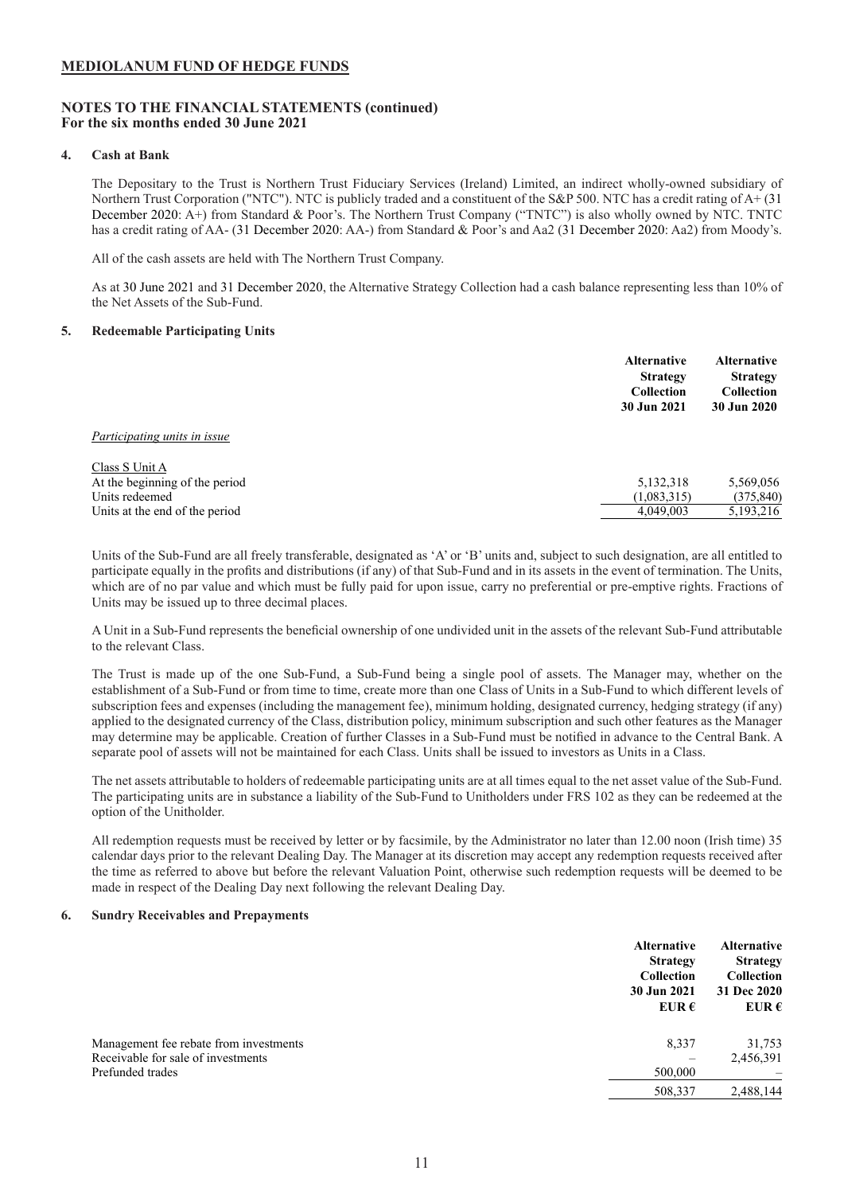**MEDIOLANUM FUND OF HEDGE FUNDS**

**NOTES TO THE FINANCIAL STATEMENTS (continued)**
**For the six months ended 30 June 2021**

**4. Cash at Bank**

The Depositary to the Trust is Northern Trust Fiduciary Services (Ireland) Limited, an indirect wholly-owned subsidiary of Northern Trust Corporation ("NTC"). NTC is publicly traded and a constituent of the S&P 500. NTC has a credit rating of A+ (31 December 2020: A+) from Standard & Poor's. The Northern Trust Company ("TNTC") is also wholly owned by NTC. TNTC has a credit rating of AA- (31 December 2020: AA-) from Standard & Poor's and Aa2 (31 December 2020: Aa2) from Moody's.

All of the cash assets are held with The Northern Trust Company.

As at 30 June 2021 and 31 December 2020, the Alternative Strategy Collection had a cash balance representing less than 10% of the Net Assets of the Sub-Fund.

**5. Redeemable Participating Units**

| | Alternative Strategy Collection 30 Jun 2021 | Alternative Strategy Collection 30 Jun 2020 |
|---|---|---|
| *Participating units in issue* | | |
| Class S Unit A | | |
| At the beginning of the period | 5,132,318 | 5,569,056 |
| Units redeemed | (1,083,315) | (375,840) |
| Units at the end of the period | 4,049,003 | 5,193,216 |

Units of the Sub-Fund are all freely transferable, designated as 'A' or 'B' units and, subject to such designation, are all entitled to participate equally in the profits and distributions (if any) of that Sub-Fund and in its assets in the event of termination. The Units, which are of no par value and which must be fully paid for upon issue, carry no preferential or pre-emptive rights. Fractions of Units may be issued up to three decimal places.

A Unit in a Sub-Fund represents the beneficial ownership of one undivided unit in the assets of the relevant Sub-Fund attributable to the relevant Class.

The Trust is made up of the one Sub-Fund, a Sub-Fund being a single pool of assets. The Manager may, whether on the establishment of a Sub-Fund or from time to time, create more than one Class of Units in a Sub-Fund to which different levels of subscription fees and expenses (including the management fee), minimum holding, designated currency, hedging strategy (if any) applied to the designated currency of the Class, distribution policy, minimum subscription and such other features as the Manager may determine may be applicable. Creation of further Classes in a Sub-Fund must be notified in advance to the Central Bank. A separate pool of assets will not be maintained for each Class. Units shall be issued to investors as Units in a Class.

The net assets attributable to holders of redeemable participating units are at all times equal to the net asset value of the Sub-Fund. The participating units are in substance a liability of the Sub-Fund to Unitholders under FRS 102 as they can be redeemed at the option of the Unitholder.

All redemption requests must be received by letter or by facsimile, by the Administrator no later than 12.00 noon (Irish time) 35 calendar days prior to the relevant Dealing Day. The Manager at its discretion may accept any redemption requests received after the time as referred to above but before the relevant Valuation Point, otherwise such redemption requests will be deemed to be made in respect of the Dealing Day next following the relevant Dealing Day.

**6. Sundry Receivables and Prepayments**

| | Alternative Strategy Collection 30 Jun 2021 EUR € | Alternative Strategy Collection 31 Dec 2020 EUR € |
|---|---|---|
| Management fee rebate from investments | 8,337 | 31,753 |
| Receivable for sale of investments | – | 2,456,391 |
| Prefunded trades | 500,000 | – |
| | 508,337 | 2,488,144 |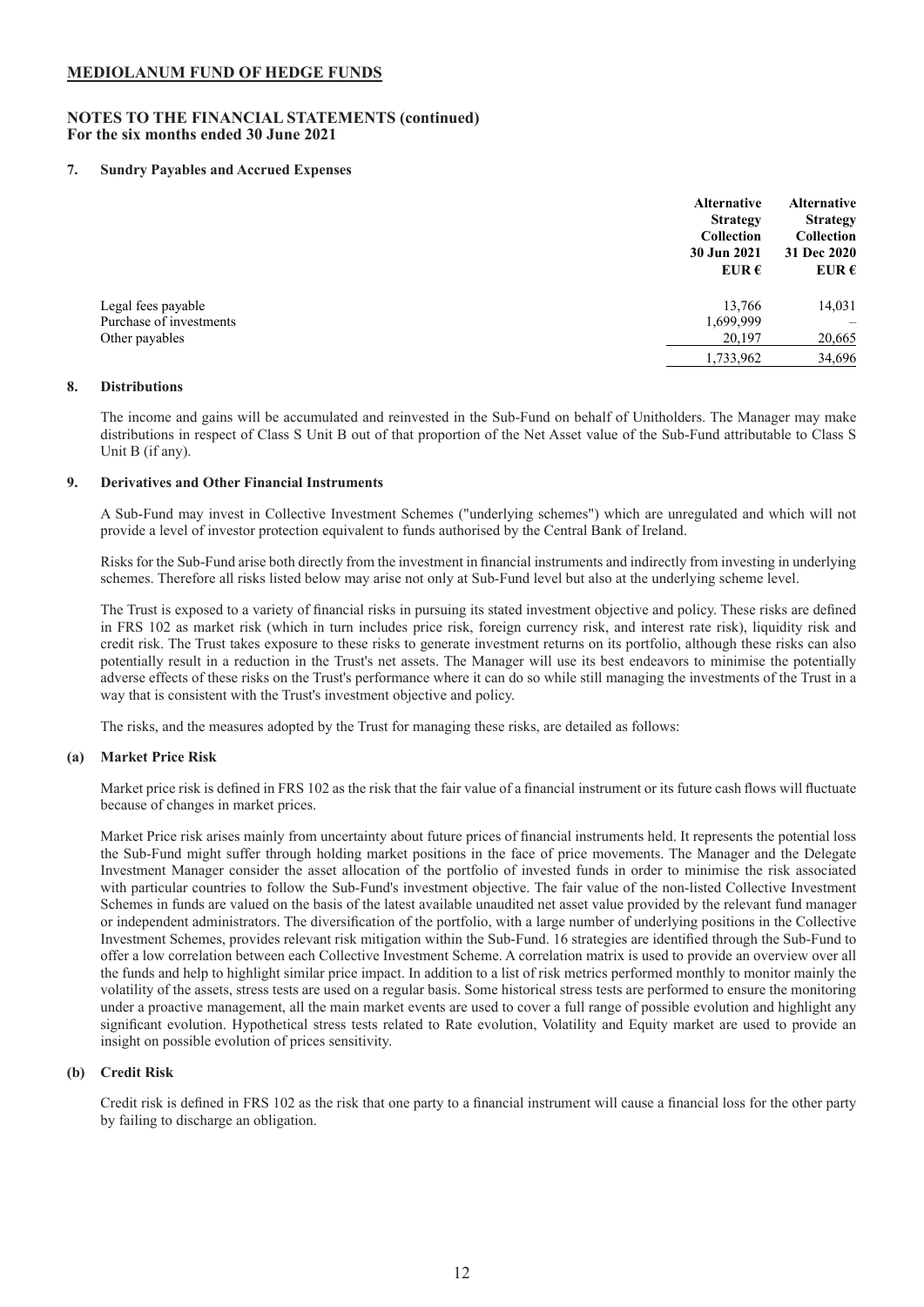**MEDIOLANUM FUND OF HEDGE FUNDS**

**NOTES TO THE FINANCIAL STATEMENTS (continued)**
**For the six months ended 30 June 2021**

**7. Sundry Payables and Accrued Expenses**

| | Alternative Strategy Collection 30 Jun 2021 EUR € | Alternative Strategy Collection 31 Dec 2020 EUR € |
|---|---|---|
| Legal fees payable | 13,766 | 14,031 |
| Purchase of investments | 1,699,999 | – |
| Other payables | 20,197 | 20,665 |
| | 1,733,962 | 34,696 |

**8. Distributions**

The income and gains will be accumulated and reinvested in the Sub-Fund on behalf of Unitholders. The Manager may make distributions in respect of Class S Unit B out of that proportion of the Net Asset value of the Sub-Fund attributable to Class S Unit B (if any).

**9. Derivatives and Other Financial Instruments**

A Sub-Fund may invest in Collective Investment Schemes ("underlying schemes") which are unregulated and which will not provide a level of investor protection equivalent to funds authorised by the Central Bank of Ireland.

Risks for the Sub-Fund arise both directly from the investment in financial instruments and indirectly from investing in underlying schemes. Therefore all risks listed below may arise not only at Sub-Fund level but also at the underlying scheme level.

The Trust is exposed to a variety of financial risks in pursuing its stated investment objective and policy. These risks are defined in FRS 102 as market risk (which in turn includes price risk, foreign currency risk, and interest rate risk), liquidity risk and credit risk. The Trust takes exposure to these risks to generate investment returns on its portfolio, although these risks can also potentially result in a reduction in the Trust's net assets. The Manager will use its best endeavors to minimise the potentially adverse effects of these risks on the Trust's performance where it can do so while still managing the investments of the Trust in a way that is consistent with the Trust's investment objective and policy.

The risks, and the measures adopted by the Trust for managing these risks, are detailed as follows:

**(a) Market Price Risk**

Market price risk is defined in FRS 102 as the risk that the fair value of a financial instrument or its future cash flows will fluctuate because of changes in market prices.

Market Price risk arises mainly from uncertainty about future prices of financial instruments held. It represents the potential loss the Sub-Fund might suffer through holding market positions in the face of price movements. The Manager and the Delegate Investment Manager consider the asset allocation of the portfolio of invested funds in order to minimise the risk associated with particular countries to follow the Sub-Fund's investment objective. The fair value of the non-listed Collective Investment Schemes in funds are valued on the basis of the latest available unaudited net asset value provided by the relevant fund manager or independent administrators. The diversification of the portfolio, with a large number of underlying positions in the Collective Investment Schemes, provides relevant risk mitigation within the Sub-Fund. 16 strategies are identified through the Sub-Fund to offer a low correlation between each Collective Investment Scheme. A correlation matrix is used to provide an overview over all the funds and help to highlight similar price impact. In addition to a list of risk metrics performed monthly to monitor mainly the volatility of the assets, stress tests are used on a regular basis. Some historical stress tests are performed to ensure the monitoring under a proactive management, all the main market events are used to cover a full range of possible evolution and highlight any significant evolution. Hypothetical stress tests related to Rate evolution, Volatility and Equity market are used to provide an insight on possible evolution of prices sensitivity.

**(b) Credit Risk**

Credit risk is defined in FRS 102 as the risk that one party to a financial instrument will cause a financial loss for the other party by failing to discharge an obligation.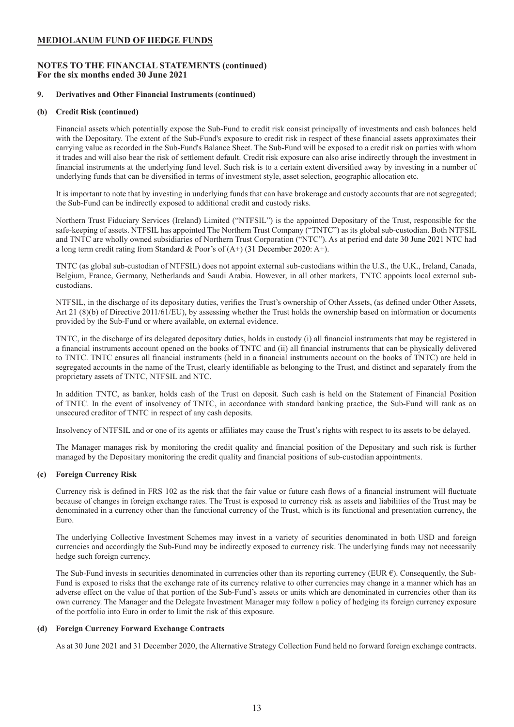## MEDIOLANUM FUND OF HEDGE FUNDS

### NOTES TO THE FINANCIAL STATEMENTS (continued)
**For the six months ended 30 June 2021**

#### 9. Derivatives and Other Financial Instruments (continued)

#### (b) Credit Risk (continued)

Financial assets which potentially expose the Sub-Fund to credit risk consist principally of investments and cash balances held with the Depositary. The extent of the Sub-Fund's exposure to credit risk in respect of these financial assets approximates their carrying value as recorded in the Sub-Fund's Balance Sheet. The Sub-Fund will be exposed to a credit risk on parties with whom it trades and will also bear the risk of settlement default. Credit risk exposure can also arise indirectly through the investment in financial instruments at the underlying fund level. Such risk is to a certain extent diversified away by investing in a number of underlying funds that can be diversified in terms of investment style, asset selection, geographic allocation etc.

It is important to note that by investing in underlying funds that can have brokerage and custody accounts that are not segregated; the Sub-Fund can be indirectly exposed to additional credit and custody risks.

Northern Trust Fiduciary Services (Ireland) Limited ("NTFSIL") is the appointed Depositary of the Trust, responsible for the safe-keeping of assets. NTFSIL has appointed The Northern Trust Company ("TNTC") as its global sub-custodian. Both NTFSIL and TNTC are wholly owned subsidiaries of Northern Trust Corporation ("NTC"). As at period end date 30 June 2021 NTC had a long term credit rating from Standard & Poor's of (A+) (31 December 2020: A+).

TNTC (as global sub-custodian of NTFSIL) does not appoint external sub-custodians within the U.S., the U.K., Ireland, Canada, Belgium, France, Germany, Netherlands and Saudi Arabia. However, in all other markets, TNTC appoints local external sub-custodians.

NTFSIL, in the discharge of its depositary duties, verifies the Trust's ownership of Other Assets, (as defined under Other Assets, Art 21 (8)(b) of Directive 2011/61/EU), by assessing whether the Trust holds the ownership based on information or documents provided by the Sub-Fund or where available, on external evidence.

TNTC, in the discharge of its delegated depositary duties, holds in custody (i) all financial instruments that may be registered in a financial instruments account opened on the books of TNTC and (ii) all financial instruments that can be physically delivered to TNTC. TNTC ensures all financial instruments (held in a financial instruments account on the books of TNTC) are held in segregated accounts in the name of the Trust, clearly identifiable as belonging to the Trust, and distinct and separately from the proprietary assets of TNTC, NTFSIL and NTC.

In addition TNTC, as banker, holds cash of the Trust on deposit. Such cash is held on the Statement of Financial Position of TNTC. In the event of insolvency of TNTC, in accordance with standard banking practice, the Sub-Fund will rank as an unsecured creditor of TNTC in respect of any cash deposits.

Insolvency of NTFSIL and or one of its agents or affiliates may cause the Trust's rights with respect to its assets to be delayed.

The Manager manages risk by monitoring the credit quality and financial position of the Depositary and such risk is further managed by the Depositary monitoring the credit quality and financial positions of sub-custodian appointments.

#### (c) Foreign Currency Risk

Currency risk is defined in FRS 102 as the risk that the fair value or future cash flows of a financial instrument will fluctuate because of changes in foreign exchange rates. The Trust is exposed to currency risk as assets and liabilities of the Trust may be denominated in a currency other than the functional currency of the Trust, which is its functional and presentation currency, the Euro.

The underlying Collective Investment Schemes may invest in a variety of securities denominated in both USD and foreign currencies and accordingly the Sub-Fund may be indirectly exposed to currency risk. The underlying funds may not necessarily hedge such foreign currency.

The Sub-Fund invests in securities denominated in currencies other than its reporting currency (EUR €). Consequently, the Sub-Fund is exposed to risks that the exchange rate of its currency relative to other currencies may change in a manner which has an adverse effect on the value of that portion of the Sub-Fund's assets or units which are denominated in currencies other than its own currency. The Manager and the Delegate Investment Manager may follow a policy of hedging its foreign currency exposure of the portfolio into Euro in order to limit the risk of this exposure.

#### (d) Foreign Currency Forward Exchange Contracts

As at 30 June 2021 and 31 December 2020, the Alternative Strategy Collection Fund held no forward foreign exchange contracts.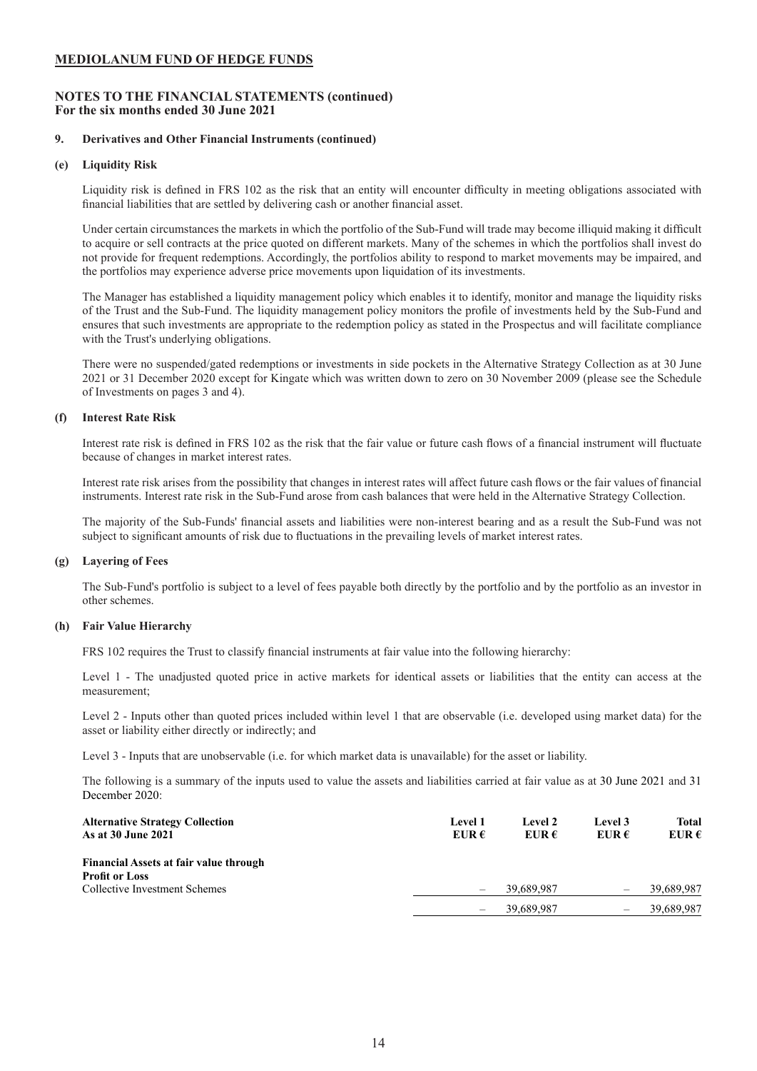**MEDIOLANUM FUND OF HEDGE FUNDS**

**NOTES TO THE FINANCIAL STATEMENTS (continued)**
**For the six months ended 30 June 2021**

**9. Derivatives and Other Financial Instruments (continued)**

**(e) Liquidity Risk**

Liquidity risk is defined in FRS 102 as the risk that an entity will encounter difficulty in meeting obligations associated with financial liabilities that are settled by delivering cash or another financial asset.

Under certain circumstances the markets in which the portfolio of the Sub-Fund will trade may become illiquid making it difficult to acquire or sell contracts at the price quoted on different markets. Many of the schemes in which the portfolios shall invest do not provide for frequent redemptions. Accordingly, the portfolios ability to respond to market movements may be impaired, and the portfolios may experience adverse price movements upon liquidation of its investments.

The Manager has established a liquidity management policy which enables it to identify, monitor and manage the liquidity risks of the Trust and the Sub-Fund. The liquidity management policy monitors the profile of investments held by the Sub-Fund and ensures that such investments are appropriate to the redemption policy as stated in the Prospectus and will facilitate compliance with the Trust's underlying obligations.

There were no suspended/gated redemptions or investments in side pockets in the Alternative Strategy Collection as at 30 June 2021 or 31 December 2020 except for Kingate which was written down to zero on 30 November 2009 (please see the Schedule of Investments on pages 3 and 4).

**(f) Interest Rate Risk**

Interest rate risk is defined in FRS 102 as the risk that the fair value or future cash flows of a financial instrument will fluctuate because of changes in market interest rates.

Interest rate risk arises from the possibility that changes in interest rates will affect future cash flows or the fair values of financial instruments. Interest rate risk in the Sub-Fund arose from cash balances that were held in the Alternative Strategy Collection.

The majority of the Sub-Funds' financial assets and liabilities were non-interest bearing and as a result the Sub-Fund was not subject to significant amounts of risk due to fluctuations in the prevailing levels of market interest rates.

**(g) Layering of Fees**

The Sub-Fund's portfolio is subject to a level of fees payable both directly by the portfolio and by the portfolio as an investor in other schemes.

**(h) Fair Value Hierarchy**

FRS 102 requires the Trust to classify financial instruments at fair value into the following hierarchy:

Level 1 - The unadjusted quoted price in active markets for identical assets or liabilities that the entity can access at the measurement;

Level 2 - Inputs other than quoted prices included within level 1 that are observable (i.e. developed using market data) for the asset or liability either directly or indirectly; and

Level 3 - Inputs that are unobservable (i.e. for which market data is unavailable) for the asset or liability.

The following is a summary of the inputs used to value the assets and liabilities carried at fair value as at 30 June 2021 and 31 December 2020:

| **Alternative Strategy Collection As at 30 June 2021** | **Level 1 EUR €** | **Level 2 EUR €** | **Level 3 EUR €** | **Total EUR €** |
|---|---|---|---|---|
| **Financial Assets at fair value through Profit or Loss** | | | | |
| Collective Investment Schemes | – | 39,689,987 | – | 39,689,987 |
| | – | 39,689,987 | – | 39,689,987 |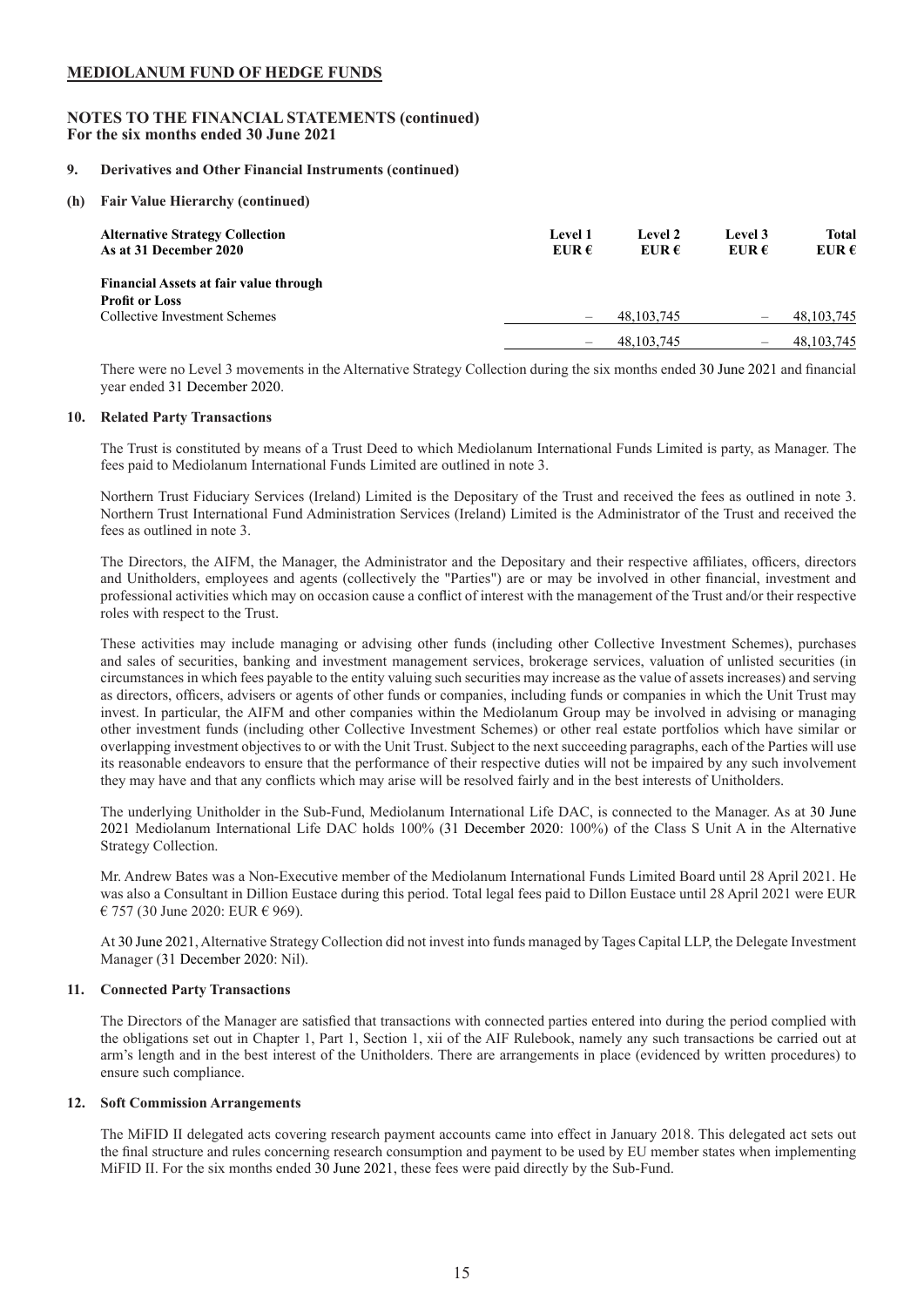# MEDIOLANUM FUND OF HEDGE FUNDS

## NOTES TO THE FINANCIAL STATEMENTS (continued)
**For the six months ended 30 June 2021**

### 9. Derivatives and Other Financial Instruments (continued)

#### (h) Fair Value Hierarchy (continued)

| Alternative Strategy Collection<br>As at 31 December 2020 | Level 1<br>EUR € | Level 2<br>EUR € | Level 3<br>EUR € | Total<br>EUR € |
|---|---|---|---|---|
| **Financial Assets at fair value through Profit or Loss** | | | | |
| Collective Investment Schemes | – | 48,103,745 | – | 48,103,745 |
| | – | 48,103,745 | – | 48,103,745 |

There were no Level 3 movements in the Alternative Strategy Collection during the six months ended 30 June 2021 and financial year ended 31 December 2020.

### 10. Related Party Transactions

The Trust is constituted by means of a Trust Deed to which Mediolanum International Funds Limited is party, as Manager. The fees paid to Mediolanum International Funds Limited are outlined in note 3.

Northern Trust Fiduciary Services (Ireland) Limited is the Depositary of the Trust and received the fees as outlined in note 3. Northern Trust International Fund Administration Services (Ireland) Limited is the Administrator of the Trust and received the fees as outlined in note 3.

The Directors, the AIFM, the Manager, the Administrator and the Depositary and their respective affiliates, officers, directors and Unitholders, employees and agents (collectively the "Parties") are or may be involved in other financial, investment and professional activities which may on occasion cause a conflict of interest with the management of the Trust and/or their respective roles with respect to the Trust.

These activities may include managing or advising other funds (including other Collective Investment Schemes), purchases and sales of securities, banking and investment management services, brokerage services, valuation of unlisted securities (in circumstances in which fees payable to the entity valuing such securities may increase as the value of assets increases) and serving as directors, officers, advisers or agents of other funds or companies, including funds or companies in which the Unit Trust may invest. In particular, the AIFM and other companies within the Mediolanum Group may be involved in advising or managing other investment funds (including other Collective Investment Schemes) or other real estate portfolios which have similar or overlapping investment objectives to or with the Unit Trust. Subject to the next succeeding paragraphs, each of the Parties will use its reasonable endeavors to ensure that the performance of their respective duties will not be impaired by any such involvement they may have and that any conflicts which may arise will be resolved fairly and in the best interests of Unitholders.

The underlying Unitholder in the Sub-Fund, Mediolanum International Life DAC, is connected to the Manager. As at 30 June 2021 Mediolanum International Life DAC holds 100% (31 December 2020: 100%) of the Class S Unit A in the Alternative Strategy Collection.

Mr. Andrew Bates was a Non-Executive member of the Mediolanum International Funds Limited Board until 28 April 2021. He was also a Consultant in Dillion Eustace during this period. Total legal fees paid to Dillon Eustace until 28 April 2021 were EUR € 757 (30 June 2020: EUR € 969).

At 30 June 2021, Alternative Strategy Collection did not invest into funds managed by Tages Capital LLP, the Delegate Investment Manager (31 December 2020: Nil).

### 11. Connected Party Transactions

The Directors of the Manager are satisfied that transactions with connected parties entered into during the period complied with the obligations set out in Chapter 1, Part 1, Section 1, xii of the AIF Rulebook, namely any such transactions be carried out at arm's length and in the best interest of the Unitholders. There are arrangements in place (evidenced by written procedures) to ensure such compliance.

### 12. Soft Commission Arrangements

The MiFID II delegated acts covering research payment accounts came into effect in January 2018. This delegated act sets out the final structure and rules concerning research consumption and payment to be used by EU member states when implementing MiFID II. For the six months ended 30 June 2021, these fees were paid directly by the Sub-Fund.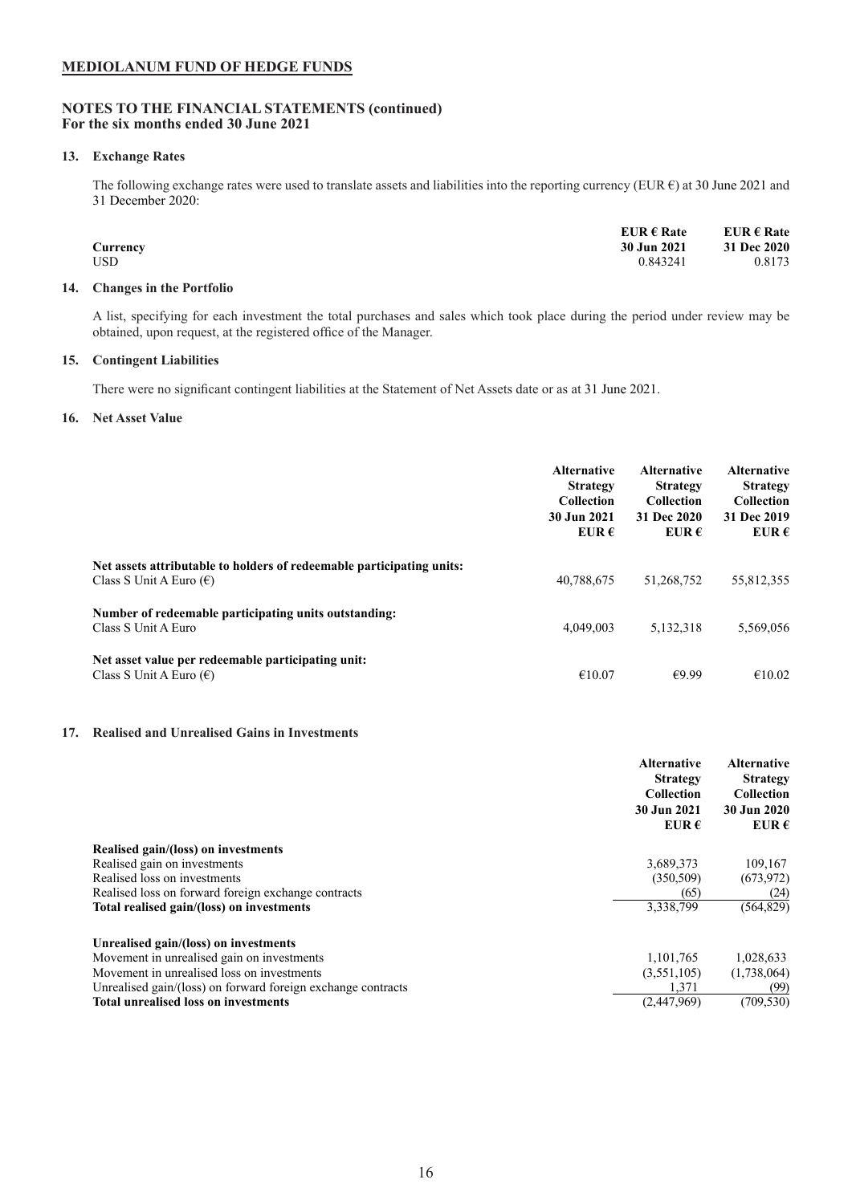**MEDIOLANUM FUND OF HEDGE FUNDS**

**NOTES TO THE FINANCIAL STATEMENTS (continued)**
**For the six months ended 30 June 2021**

**13. Exchange Rates**

The following exchange rates were used to translate assets and liabilities into the reporting currency (EUR €) at 30 June 2021 and 31 December 2020:

| Currency | EUR € Rate 30 Jun 2021 | EUR € Rate 31 Dec 2020 |
|---|---|---|
| USD | 0.843241 | 0.8173 |

**14. Changes in the Portfolio**

A list, specifying for each investment the total purchases and sales which took place during the period under review may be obtained, upon request, at the registered office of the Manager.

**15. Contingent Liabilities**

There were no significant contingent liabilities at the Statement of Net Assets date or as at 31 June 2021.

**16. Net Asset Value**

| | Alternative Strategy Collection 30 Jun 2021 EUR € | Alternative Strategy Collection 31 Dec 2020 EUR € | Alternative Strategy Collection 31 Dec 2019 EUR € |
|---|---|---|---|
| **Net assets attributable to holders of redeemable participating units:** | | | |
| Class S Unit A Euro (€) | 40,788,675 | 51,268,752 | 55,812,355 |
| **Number of redeemable participating units outstanding:** | | | |
| Class S Unit A Euro | 4,049,003 | 5,132,318 | 5,569,056 |
| **Net asset value per redeemable participating unit:** | | | |
| Class S Unit A Euro (€) | €10.07 | €9.99 | €10.02 |

**17. Realised and Unrealised Gains in Investments**

| | Alternative Strategy Collection 30 Jun 2021 EUR € | Alternative Strategy Collection 30 Jun 2020 EUR € |
|---|---|---|
| **Realised gain/(loss) on investments** | | |
| Realised gain on investments | 3,689,373 | 109,167 |
| Realised loss on investments | (350,509) | (673,972) |
| Realised loss on forward foreign exchange contracts | (65) | (24) |
| **Total realised gain/(loss) on investments** | 3,338,799 | (564,829) |
| **Unrealised gain/(loss) on investments** | | |
| Movement in unrealised gain on investments | 1,101,765 | 1,028,633 |
| Movement in unrealised loss on investments | (3,551,105) | (1,738,064) |
| Unrealised gain/(loss) on forward foreign exchange contracts | 1,371 | (99) |
| **Total unrealised loss on investments** | (2,447,969) | (709,530) |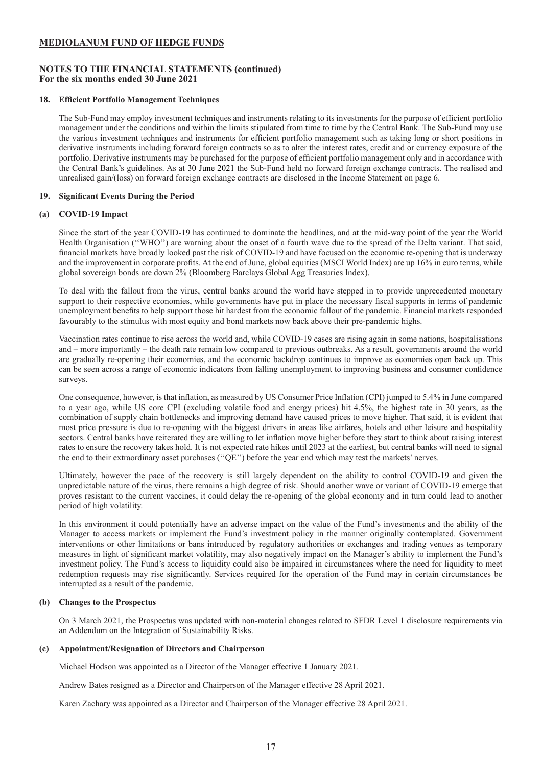# MEDIOLANUM FUND OF HEDGE FUNDS

## NOTES TO THE FINANCIAL STATEMENTS (continued)
**For the six months ended 30 June 2021**

### 18. Efficient Portfolio Management Techniques

The Sub-Fund may employ investment techniques and instruments relating to its investments for the purpose of efficient portfolio management under the conditions and within the limits stipulated from time to time by the Central Bank. The Sub-Fund may use the various investment techniques and instruments for efficient portfolio management such as taking long or short positions in derivative instruments including forward foreign contracts so as to alter the interest rates, credit and or currency exposure of the portfolio. Derivative instruments may be purchased for the purpose of efficient portfolio management only and in accordance with the Central Bank's guidelines. As at 30 June 2021 the Sub-Fund held no forward foreign exchange contracts. The realised and unrealised gain/(loss) on forward foreign exchange contracts are disclosed in the Income Statement on page 6.

### 19. Significant Events During the Period

#### (a) COVID-19 Impact

Since the start of the year COVID-19 has continued to dominate the headlines, and at the mid-way point of the year the World Health Organisation ("WHO") are warning about the onset of a fourth wave due to the spread of the Delta variant. That said, financial markets have broadly looked past the risk of COVID-19 and have focused on the economic re-opening that is underway and the improvement in corporate profits. At the end of June, global equities (MSCI World Index) are up 16% in euro terms, while global sovereign bonds are down 2% (Bloomberg Barclays Global Agg Treasuries Index).

To deal with the fallout from the virus, central banks around the world have stepped in to provide unprecedented monetary support to their respective economies, while governments have put in place the necessary fiscal supports in terms of pandemic unemployment benefits to help support those hit hardest from the economic fallout of the pandemic. Financial markets responded favourably to the stimulus with most equity and bond markets now back above their pre-pandemic highs.

Vaccination rates continue to rise across the world and, while COVID-19 cases are rising again in some nations, hospitalisations and – more importantly – the death rate remain low compared to previous outbreaks. As a result, governments around the world are gradually re-opening their economies, and the economic backdrop continues to improve as economies open back up. This can be seen across a range of economic indicators from falling unemployment to improving business and consumer confidence surveys.

One consequence, however, is that inflation, as measured by US Consumer Price Inflation (CPI) jumped to 5.4% in June compared to a year ago, while US core CPI (excluding volatile food and energy prices) hit 4.5%, the highest rate in 30 years, as the combination of supply chain bottlenecks and improving demand have caused prices to move higher. That said, it is evident that most price pressure is due to re-opening with the biggest drivers in areas like airfares, hotels and other leisure and hospitality sectors. Central banks have reiterated they are willing to let inflation move higher before they start to think about raising interest rates to ensure the recovery takes hold. It is not expected rate hikes until 2023 at the earliest, but central banks will need to signal the end to their extraordinary asset purchases ("QE") before the year end which may test the markets' nerves.

Ultimately, however the pace of the recovery is still largely dependent on the ability to control COVID-19 and given the unpredictable nature of the virus, there remains a high degree of risk. Should another wave or variant of COVID-19 emerge that proves resistant to the current vaccines, it could delay the re-opening of the global economy and in turn could lead to another period of high volatility.

In this environment it could potentially have an adverse impact on the value of the Fund's investments and the ability of the Manager to access markets or implement the Fund's investment policy in the manner originally contemplated. Government interventions or other limitations or bans introduced by regulatory authorities or exchanges and trading venues as temporary measures in light of significant market volatility, may also negatively impact on the Manager's ability to implement the Fund's investment policy. The Fund's access to liquidity could also be impaired in circumstances where the need for liquidity to meet redemption requests may rise significantly. Services required for the operation of the Fund may in certain circumstances be interrupted as a result of the pandemic.

#### (b) Changes to the Prospectus

On 3 March 2021, the Prospectus was updated with non-material changes related to SFDR Level 1 disclosure requirements via an Addendum on the Integration of Sustainability Risks.

#### (c) Appointment/Resignation of Directors and Chairperson

Michael Hodson was appointed as a Director of the Manager effective 1 January 2021.

Andrew Bates resigned as a Director and Chairperson of the Manager effective 28 April 2021.

Karen Zachary was appointed as a Director and Chairperson of the Manager effective 28 April 2021.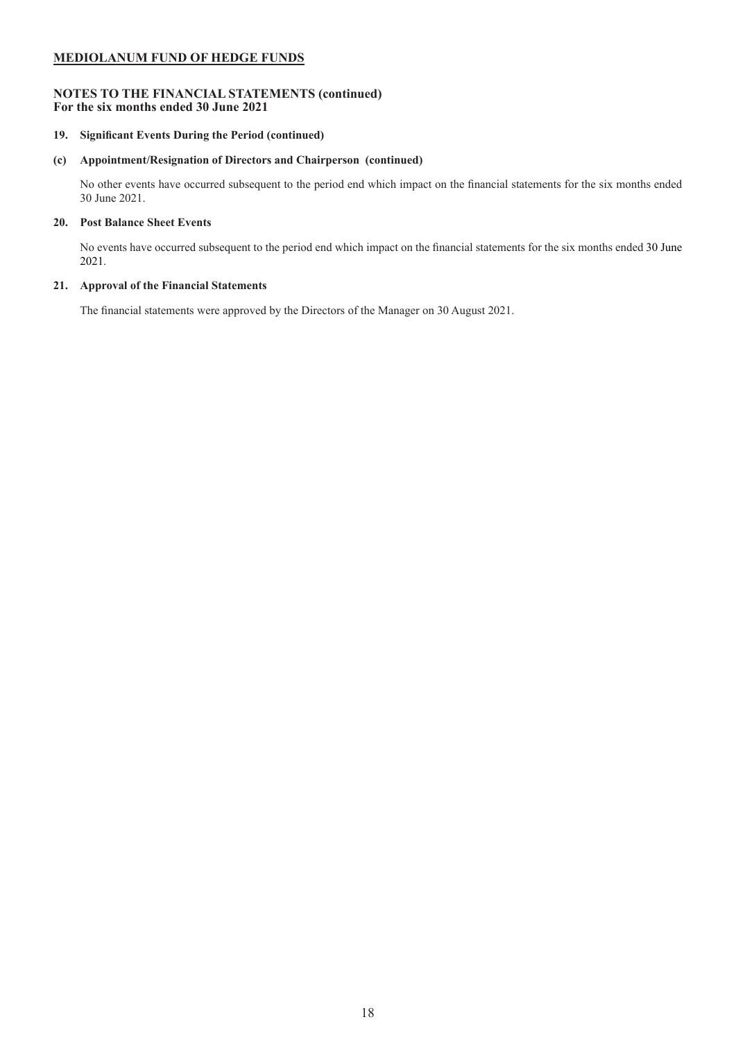**MEDIOLANUM FUND OF HEDGE FUNDS**

**NOTES TO THE FINANCIAL STATEMENTS (continued)**
**For the six months ended 30 June 2021**

**19. Significant Events During the Period (continued)**

**(c) Appointment/Resignation of Directors and Chairperson (continued)**

No other events have occurred subsequent to the period end which impact on the financial statements for the six months ended 30 June 2021.

**20. Post Balance Sheet Events**

No events have occurred subsequent to the period end which impact on the financial statements for the six months ended 30 June 2021.

**21. Approval of the Financial Statements**

The financial statements were approved by the Directors of the Manager on 30 August 2021.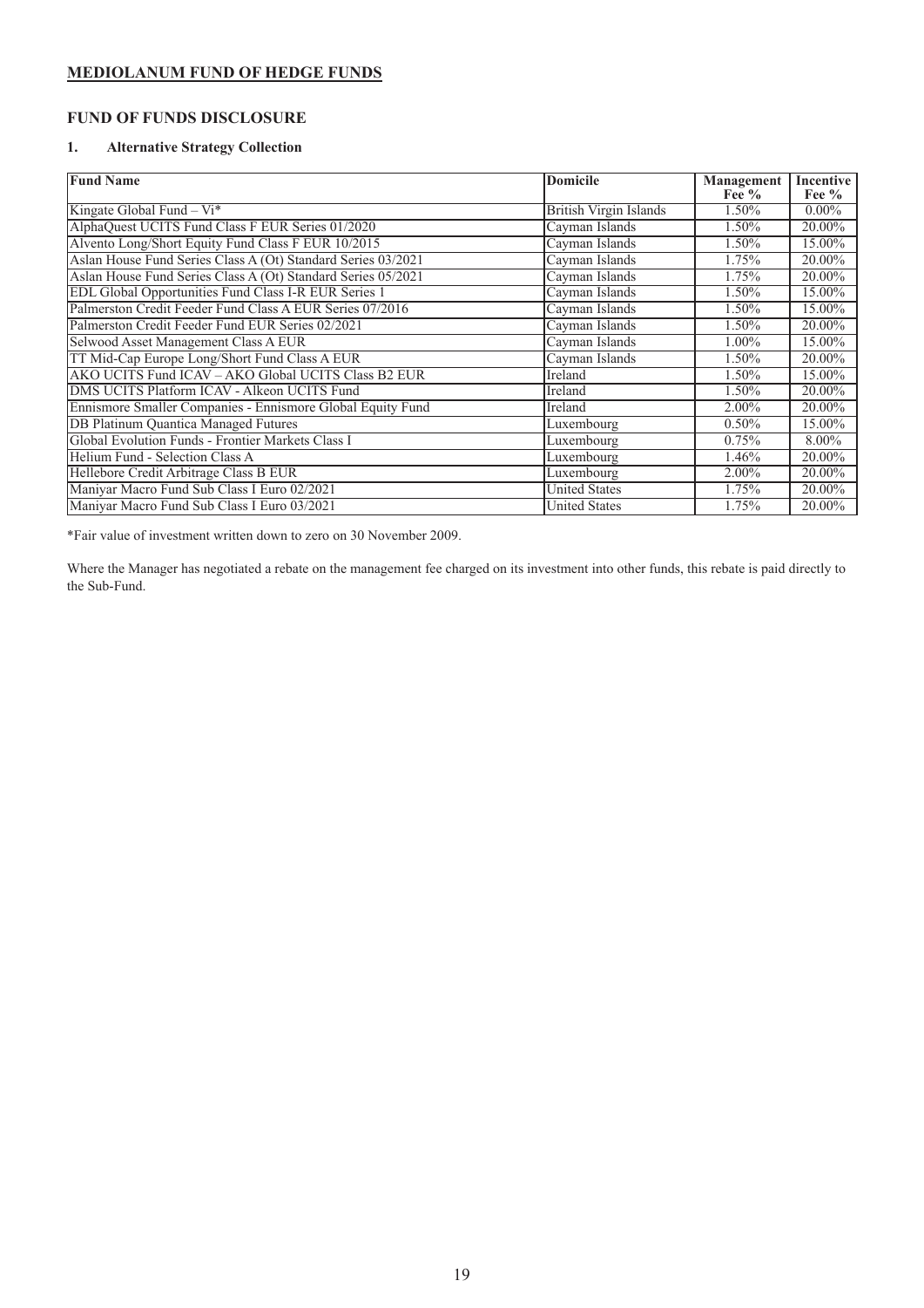## MEDIOLANUM FUND OF HEDGE FUNDS

## FUND OF FUNDS DISCLOSURE

### 1. Alternative Strategy Collection

| Fund Name | Domicile | Management Fee % | Incentive Fee % |
|---|---|---|---|
| Kingate Global Fund – Vi* | British Virgin Islands | 1.50% | 0.00% |
| AlphaQuest UCITS Fund Class F EUR Series 01/2020 | Cayman Islands | 1.50% | 20.00% |
| Alvento Long/Short Equity Fund Class F EUR 10/2015 | Cayman Islands | 1.50% | 15.00% |
| Aslan House Fund Series Class A (Ot) Standard Series 03/2021 | Cayman Islands | 1.75% | 20.00% |
| Aslan House Fund Series Class A (Ot) Standard Series 05/2021 | Cayman Islands | 1.75% | 20.00% |
| EDL Global Opportunities Fund Class I-R EUR Series 1 | Cayman Islands | 1.50% | 15.00% |
| Palmerston Credit Feeder Fund Class A EUR Series 07/2016 | Cayman Islands | 1.50% | 15.00% |
| Palmerston Credit Feeder Fund EUR Series 02/2021 | Cayman Islands | 1.50% | 20.00% |
| Selwood Asset Management Class A EUR | Cayman Islands | 1.00% | 15.00% |
| TT Mid-Cap Europe Long/Short Fund Class A EUR | Cayman Islands | 1.50% | 20.00% |
| AKO UCITS Fund ICAV – AKO Global UCITS Class B2 EUR | Ireland | 1.50% | 15.00% |
| DMS UCITS Platform ICAV - Alkeon UCITS Fund | Ireland | 1.50% | 20.00% |
| Ennismore Smaller Companies - Ennismore Global Equity Fund | Ireland | 2.00% | 20.00% |
| DB Platinum Quantica Managed Futures | Luxembourg | 0.50% | 15.00% |
| Global Evolution Funds - Frontier Markets Class I | Luxembourg | 0.75% | 8.00% |
| Helium Fund - Selection Class A | Luxembourg | 1.46% | 20.00% |
| Hellebore Credit Arbitrage Class B EUR | Luxembourg | 2.00% | 20.00% |
| Maniyar Macro Fund Sub Class I Euro 02/2021 | United States | 1.75% | 20.00% |
| Maniyar Macro Fund Sub Class I Euro 03/2021 | United States | 1.75% | 20.00% |

*Fair value of investment written down to zero on 30 November 2009.

Where the Manager has negotiated a rebate on the management fee charged on its investment into other funds, this rebate is paid directly to the Sub-Fund.